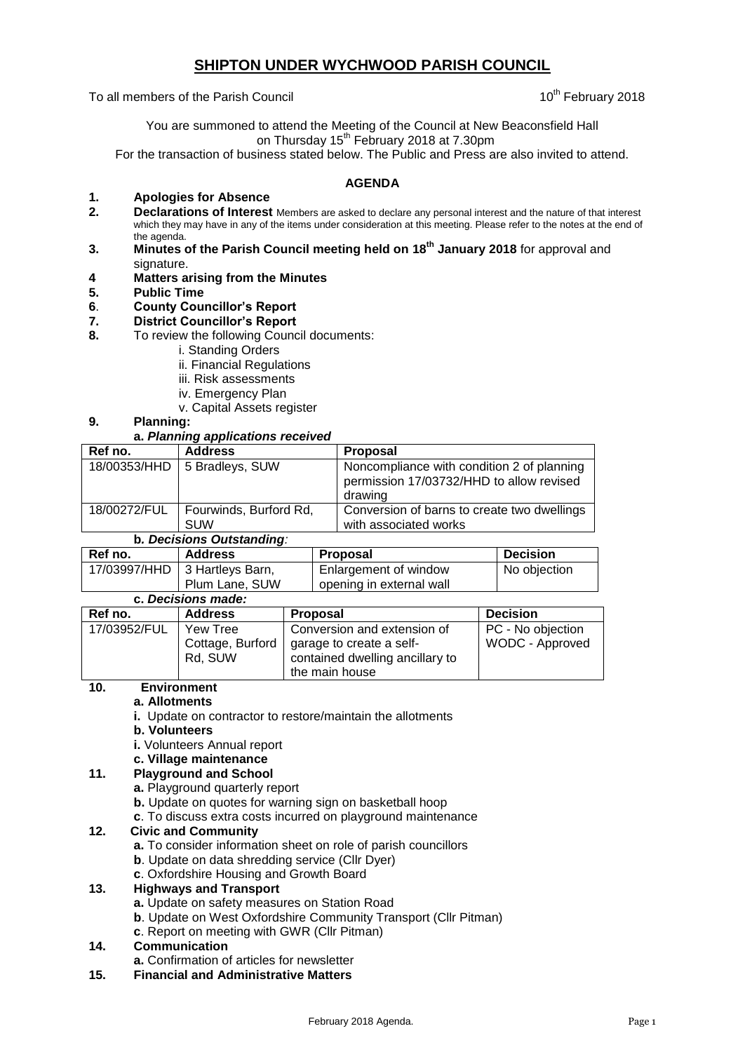# SHIPTON UNDER WYCHWOOD PARISH COUNCIL

To all members of the Parish Council

10th February 2018

You are summoned to attend the Meeting of the Council at New Beaconsfield Hall on Thursday 15th February 2018 at 7.30pm

For the transaction of business stated below. The Public and Press are also invited to attend.

## AGENDA

1. **Apologies for Absence**
2. **Declarations of Interest** Members are asked to declare any personal interest and the nature of that interest which they may have in any of the items under consideration at this meeting. Please refer to the notes at the end of the agenda.
3. **Minutes of the Parish Council meeting held on 18th January 2018** for approval and signature.
4. **Matters arising from the Minutes**
5. **Public Time**
6. **County Councillor's Report**
7. **District Councillor's Report**
8. To review the following Council documents:
   - i. Standing Orders
   - ii. Financial Regulations
   - iii. Risk assessments
   - iv. Emergency Plan
   - v. Capital Assets register
9. **Planning:**

**a.** ***Planning applications received***

| Ref no. | Address | Proposal |
|---|---|---|
| 18/00353/HHD | 5 Bradleys, SUW | Noncompliance with condition 2 of planning permission 17/03732/HHD to allow revised drawing |
| 18/00272/FUL | Fourwinds, Burford Rd, SUW | Conversion of barns to create two dwellings with associated works |

**b.** ***Decisions Outstanding:***

| Ref no. | Address | Proposal | Decision |
|---|---|---|---|
| 17/03997/HHD | 3 Hartleys Barn, Plum Lane, SUW | Enlargement of window opening in external wall | No objection |

**c.** ***Decisions made:***

| Ref no. | Address | Proposal | Decision |
|---|---|---|---|
| 17/03952/FUL | Yew Tree Cottage, Burford Rd, SUW | Conversion and extension of garage to create a self-contained dwelling ancillary to the main house | PC - No objection<br>WODC - Approved |

10. **Environment**
    - **a. Allotments**
    - **i.** Update on contractor to restore/maintain the allotments
    - **b. Volunteers**
    - **i.** Volunteers Annual report
    - **c. Village maintenance**
11. **Playground and School**
    - **a.** Playground quarterly report
    - **b.** Update on quotes for warning sign on basketball hoop
    - **c**. To discuss extra costs incurred on playground maintenance
12. **Civic and Community**
    - **a.** To consider information sheet on role of parish councillors
    - **b**. Update on data shredding service (Cllr Dyer)
    - **c**. Oxfordshire Housing and Growth Board
13. **Highways and Transport**
    - **a.** Update on safety measures on Station Road
    - **b**. Update on West Oxfordshire Community Transport (Cllr Pitman)
    - **c**. Report on meeting with GWR (Cllr Pitman)
14. **Communication**
    - **a.** Confirmation of articles for newsletter
15. **Financial and Administrative Matters**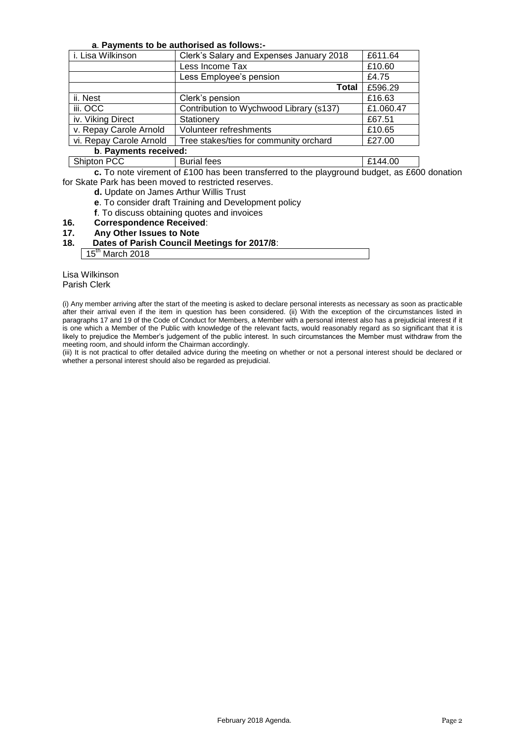**a**. **Payments to be authorised as follows:-**

| | | |
|---|---|---|
| i. Lisa Wilkinson | Clerk's Salary and Expenses January 2018 | £611.64 |
| | Less Income Tax | £10.60 |
| | Less Employee's pension | £4.75 |
| | **Total** | £596.29 |
| ii. Nest | Clerk's pension | £16.63 |
| iii. OCC | Contribution to Wychwood Library (s137) | £1.060.47 |
| iv. Viking Direct | Stationery | £67.51 |
| v. Repay Carole Arnold | Volunteer refreshments | £10.65 |
| vi. Repay Carole Arnold | Tree stakes/ties for community orchard | £27.00 |

**b**. **Payments received:**

| | | |
|---|---|---|
| Shipton PCC | Burial fees | £144.00 |

**c.** To note virement of £100 has been transferred to the playground budget, as £600 donation for Skate Park has been moved to restricted reserves.

**d.** Update on James Arthur Willis Trust

**e**. To consider draft Training and Development policy

**f**. To discuss obtaining quotes and invoices

**16. Correspondence Received**:

**17. Any Other Issues to Note**

**18. Dates of Parish Council Meetings for 2017/8**:

| |
|---|
| 15th March 2018 |

Lisa Wilkinson
Parish Clerk

(i) Any member arriving after the start of the meeting is asked to declare personal interests as necessary as soon as practicable after their arrival even if the item in question has been considered. (ii) With the exception of the circumstances listed in paragraphs 17 and 19 of the Code of Conduct for Members, a Member with a personal interest also has a prejudicial interest if it is one which a Member of the Public with knowledge of the relevant facts, would reasonably regard as so significant that it is likely to prejudice the Member's judgement of the public interest. In such circumstances the Member must withdraw from the meeting room, and should inform the Chairman accordingly.
(iii) It is not practical to offer detailed advice during the meeting on whether or not a personal interest should be declared or whether a personal interest should also be regarded as prejudicial.